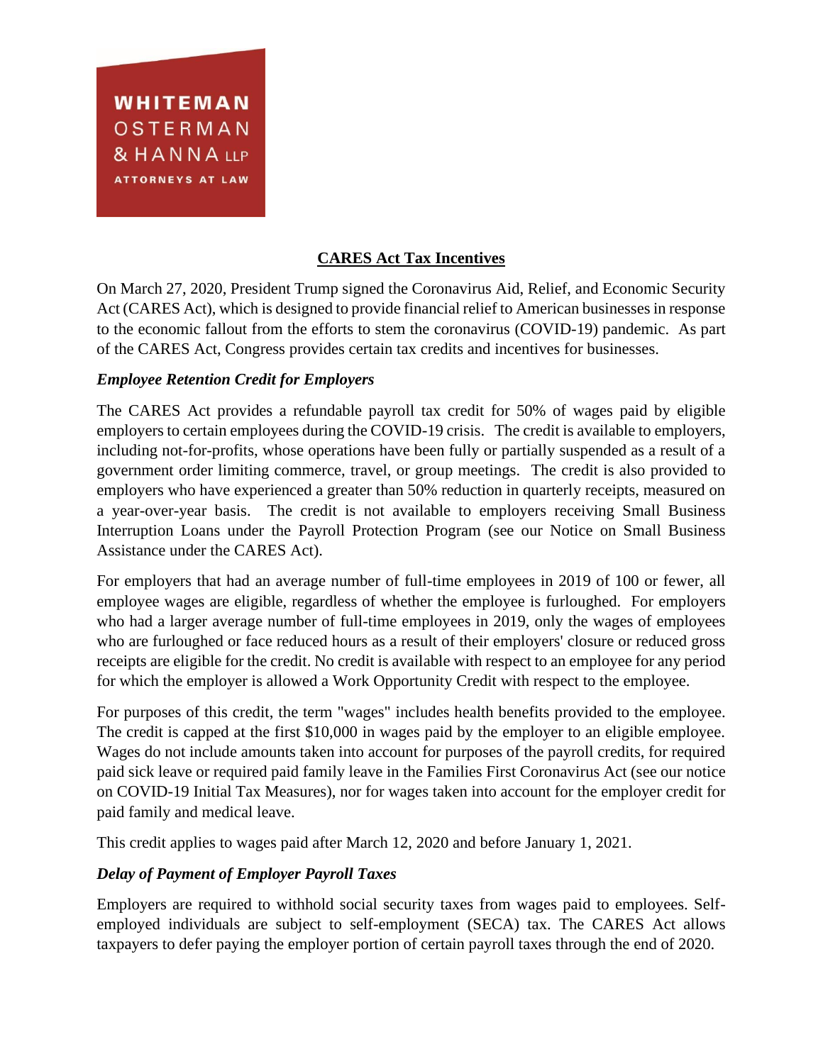WHITEMAN
OSTERMAN
& HANNA LLP
ATTORNEYS AT LAW

# CARES Act Tax Incentives

On March 27, 2020, President Trump signed the Coronavirus Aid, Relief, and Economic Security Act (CARES Act), which is designed to provide financial relief to American businesses in response to the economic fallout from the efforts to stem the coronavirus (COVID-19) pandemic. As part of the CARES Act, Congress provides certain tax credits and incentives for businesses.

## *Employee Retention Credit for Employers*

The CARES Act provides a refundable payroll tax credit for 50% of wages paid by eligible employers to certain employees during the COVID-19 crisis. The credit is available to employers, including not-for-profits, whose operations have been fully or partially suspended as a result of a government order limiting commerce, travel, or group meetings. The credit is also provided to employers who have experienced a greater than 50% reduction in quarterly receipts, measured on a year-over-year basis. The credit is not available to employers receiving Small Business Interruption Loans under the Payroll Protection Program (see our Notice on Small Business Assistance under the CARES Act).

For employers that had an average number of full-time employees in 2019 of 100 or fewer, all employee wages are eligible, regardless of whether the employee is furloughed. For employers who had a larger average number of full-time employees in 2019, only the wages of employees who are furloughed or face reduced hours as a result of their employers' closure or reduced gross receipts are eligible for the credit. No credit is available with respect to an employee for any period for which the employer is allowed a Work Opportunity Credit with respect to the employee.

For purposes of this credit, the term "wages" includes health benefits provided to the employee. The credit is capped at the first $10,000 in wages paid by the employer to an eligible employee. Wages do not include amounts taken into account for purposes of the payroll credits, for required paid sick leave or required paid family leave in the Families First Coronavirus Act (see our notice on COVID-19 Initial Tax Measures), nor for wages taken into account for the employer credit for paid family and medical leave.

This credit applies to wages paid after March 12, 2020 and before January 1, 2021.

## *Delay of Payment of Employer Payroll Taxes*

Employers are required to withhold social security taxes from wages paid to employees. Self-employed individuals are subject to self-employment (SECA) tax. The CARES Act allows taxpayers to defer paying the employer portion of certain payroll taxes through the end of 2020.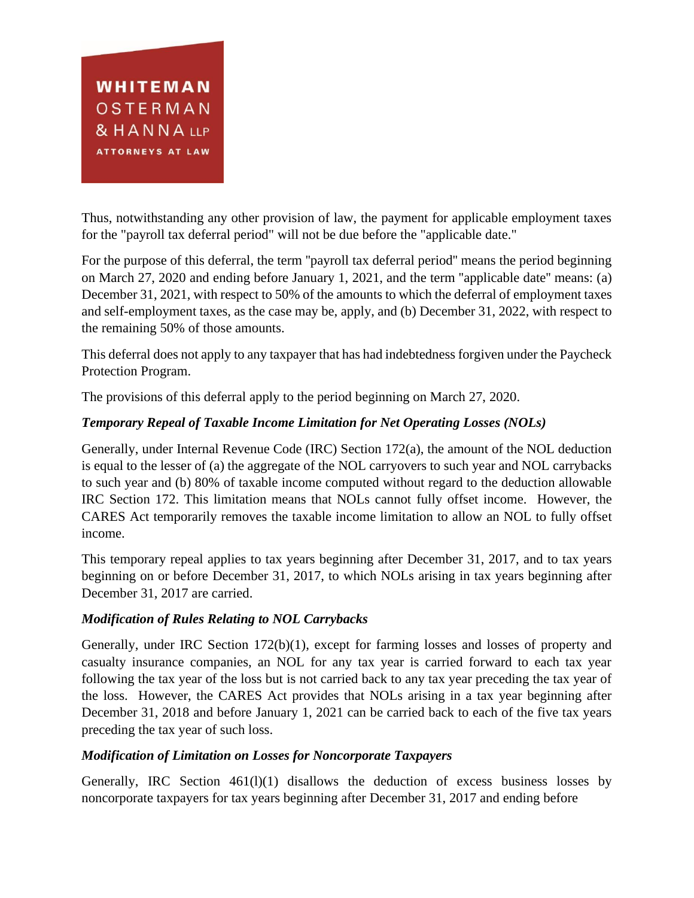Thus, notwithstanding any other provision of law, the payment for applicable employment taxes for the "payroll tax deferral period" will not be due before the "applicable date."

For the purpose of this deferral, the term "payroll tax deferral period" means the period beginning on March 27, 2020 and ending before January 1, 2021, and the term "applicable date" means: (a) December 31, 2021, with respect to 50% of the amounts to which the deferral of employment taxes and self-employment taxes, as the case may be, apply, and (b) December 31, 2022, with respect to the remaining 50% of those amounts.

This deferral does not apply to any taxpayer that has had indebtedness forgiven under the Paycheck Protection Program.

The provisions of this deferral apply to the period beginning on March 27, 2020.

***Temporary Repeal of Taxable Income Limitation for Net Operating Losses (NOLs)***

Generally, under Internal Revenue Code (IRC) Section 172(a), the amount of the NOL deduction is equal to the lesser of (a) the aggregate of the NOL carryovers to such year and NOL carrybacks to such year and (b) 80% of taxable income computed without regard to the deduction allowable IRC Section 172. This limitation means that NOLs cannot fully offset income. However, the CARES Act temporarily removes the taxable income limitation to allow an NOL to fully offset income.

This temporary repeal applies to tax years beginning after December 31, 2017, and to tax years beginning on or before December 31, 2017, to which NOLs arising in tax years beginning after December 31, 2017 are carried.

***Modification of Rules Relating to NOL Carrybacks***

Generally, under IRC Section 172(b)(1), except for farming losses and losses of property and casualty insurance companies, an NOL for any tax year is carried forward to each tax year following the tax year of the loss but is not carried back to any tax year preceding the tax year of the loss. However, the CARES Act provides that NOLs arising in a tax year beginning after December 31, 2018 and before January 1, 2021 can be carried back to each of the five tax years preceding the tax year of such loss.

***Modification of Limitation on Losses for Noncorporate Taxpayers***

Generally, IRC Section 461(l)(1) disallows the deduction of excess business losses by noncorporate taxpayers for tax years beginning after December 31, 2017 and ending before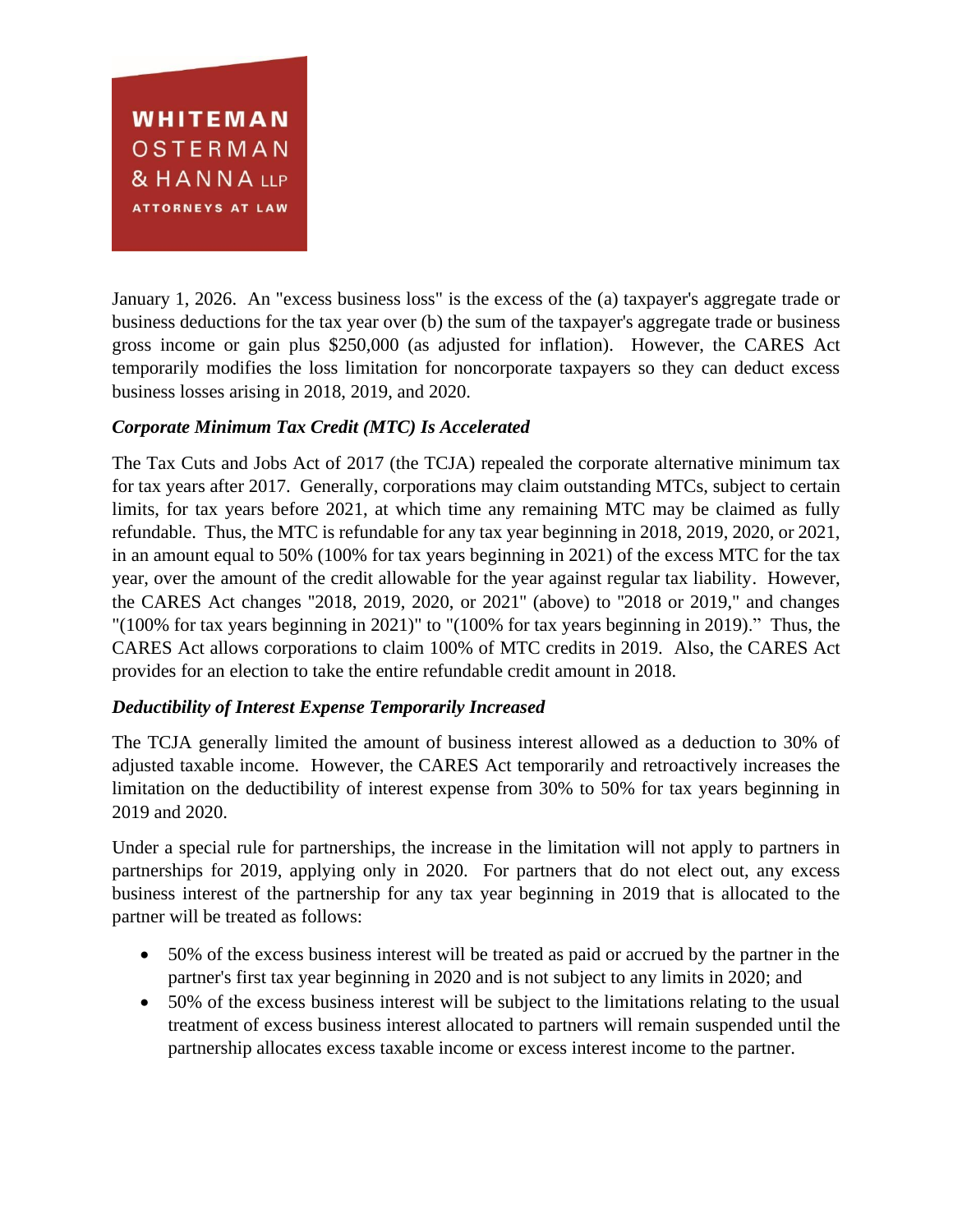January 1, 2026. An "excess business loss" is the excess of the (a) taxpayer's aggregate trade or business deductions for the tax year over (b) the sum of the taxpayer's aggregate trade or business gross income or gain plus $250,000 (as adjusted for inflation). However, the CARES Act temporarily modifies the loss limitation for noncorporate taxpayers so they can deduct excess business losses arising in 2018, 2019, and 2020.

### *Corporate Minimum Tax Credit (MTC) Is Accelerated*

The Tax Cuts and Jobs Act of 2017 (the TCJA) repealed the corporate alternative minimum tax for tax years after 2017. Generally, corporations may claim outstanding MTCs, subject to certain limits, for tax years before 2021, at which time any remaining MTC may be claimed as fully refundable. Thus, the MTC is refundable for any tax year beginning in 2018, 2019, 2020, or 2021, in an amount equal to 50% (100% for tax years beginning in 2021) of the excess MTC for the tax year, over the amount of the credit allowable for the year against regular tax liability. However, the CARES Act changes "2018, 2019, 2020, or 2021" (above) to "2018 or 2019," and changes "(100% for tax years beginning in 2021)" to "(100% for tax years beginning in 2019)." Thus, the CARES Act allows corporations to claim 100% of MTC credits in 2019. Also, the CARES Act provides for an election to take the entire refundable credit amount in 2018.

### *Deductibility of Interest Expense Temporarily Increased*

The TCJA generally limited the amount of business interest allowed as a deduction to 30% of adjusted taxable income. However, the CARES Act temporarily and retroactively increases the limitation on the deductibility of interest expense from 30% to 50% for tax years beginning in 2019 and 2020.

Under a special rule for partnerships, the increase in the limitation will not apply to partners in partnerships for 2019, applying only in 2020. For partners that do not elect out, any excess business interest of the partnership for any tax year beginning in 2019 that is allocated to the partner will be treated as follows:

- 50% of the excess business interest will be treated as paid or accrued by the partner in the partner's first tax year beginning in 2020 and is not subject to any limits in 2020; and
- 50% of the excess business interest will be subject to the limitations relating to the usual treatment of excess business interest allocated to partners will remain suspended until the partnership allocates excess taxable income or excess interest income to the partner.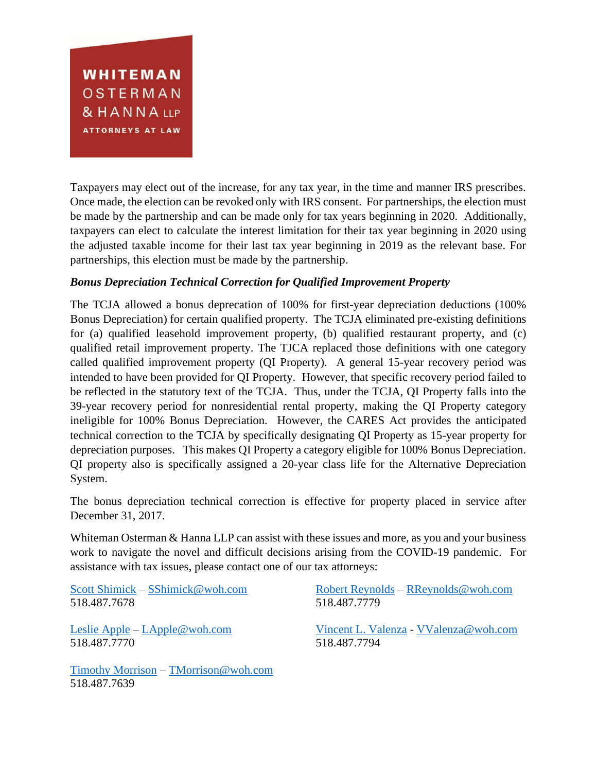Taxpayers may elect out of the increase, for any tax year, in the time and manner IRS prescribes. Once made, the election can be revoked only with IRS consent. For partnerships, the election must be made by the partnership and can be made only for tax years beginning in 2020. Additionally, taxpayers can elect to calculate the interest limitation for their tax year beginning in 2020 using the adjusted taxable income for their last tax year beginning in 2019 as the relevant base. For partnerships, this election must be made by the partnership.

***Bonus Depreciation Technical Correction for Qualified Improvement Property***

The TCJA allowed a bonus deprecation of 100% for first-year depreciation deductions (100% Bonus Depreciation) for certain qualified property. The TCJA eliminated pre-existing definitions for (a) qualified leasehold improvement property, (b) qualified restaurant property, and (c) qualified retail improvement property. The TJCA replaced those definitions with one category called qualified improvement property (QI Property). A general 15-year recovery period was intended to have been provided for QI Property. However, that specific recovery period failed to be reflected in the statutory text of the TCJA. Thus, under the TCJA, QI Property falls into the 39-year recovery period for nonresidential rental property, making the QI Property category ineligible for 100% Bonus Depreciation. However, the CARES Act provides the anticipated technical correction to the TCJA by specifically designating QI Property as 15-year property for depreciation purposes. This makes QI Property a category eligible for 100% Bonus Depreciation. QI property also is specifically assigned a 20-year class life for the Alternative Depreciation System.

The bonus depreciation technical correction is effective for property placed in service after December 31, 2017.

Whiteman Osterman & Hanna LLP can assist with these issues and more, as you and your business work to navigate the novel and difficult decisions arising from the COVID-19 pandemic. For assistance with tax issues, please contact one of our tax attorneys:

Scott Shimick – SShimick@woh.com
518.487.7678

Robert Reynolds – RReynolds@woh.com
518.487.7779

Leslie Apple – LApple@woh.com
518.487.7770

Vincent L. Valenza - VValenza@woh.com
518.487.7794

Timothy Morrison – TMorrison@woh.com
518.487.7639